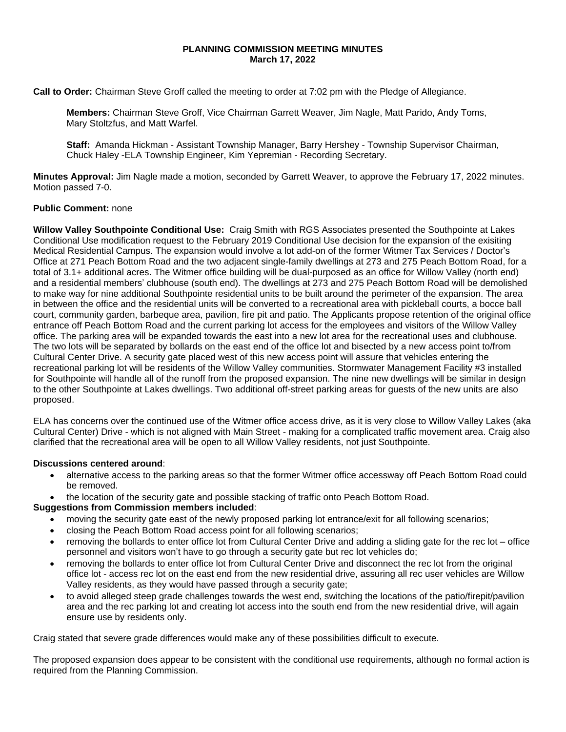# PLANNING COMMISSION MEETING MINUTES
## March 17, 2022

**Call to Order:** Chairman Steve Groff called the meeting to order at 7:02 pm with the Pledge of Allegiance.

> **Members:** Chairman Steve Groff, Vice Chairman Garrett Weaver, Jim Nagle, Matt Parido, Andy Toms, Mary Stoltzfus, and Matt Warfel.
>
> **Staff:** Amanda Hickman - Assistant Township Manager, Barry Hershey - Township Supervisor Chairman, Chuck Haley -ELA Township Engineer, Kim Yepremian - Recording Secretary.

**Minutes Approval:** Jim Nagle made a motion, seconded by Garrett Weaver, to approve the February 17, 2022 minutes. Motion passed 7-0.

**Public Comment:** none

**Willow Valley Southpointe Conditional Use:** Craig Smith with RGS Associates presented the Southpointe at Lakes Conditional Use modification request to the February 2019 Conditional Use decision for the expansion of the exisiting Medical Residential Campus. The expansion would involve a lot add-on of the former Witmer Tax Services / Doctor's Office at 271 Peach Bottom Road and the two adjacent single-family dwellings at 273 and 275 Peach Bottom Road, for a total of 3.1+ additional acres. The Witmer office building will be dual-purposed as an office for Willow Valley (north end) and a residential members' clubhouse (south end). The dwellings at 273 and 275 Peach Bottom Road will be demolished to make way for nine additional Southpointe residential units to be built around the perimeter of the expansion. The area in between the office and the residential units will be converted to a recreational area with pickleball courts, a bocce ball court, community garden, barbeque area, pavilion, fire pit and patio. The Applicants propose retention of the original office entrance off Peach Bottom Road and the current parking lot access for the employees and visitors of the Willow Valley office. The parking area will be expanded towards the east into a new lot area for the recreational uses and clubhouse. The two lots will be separated by bollards on the east end of the office lot and bisected by a new access point to/from Cultural Center Drive. A security gate placed west of this new access point will assure that vehicles entering the recreational parking lot will be residents of the Willow Valley communities. Stormwater Management Facility #3 installed for Southpointe will handle all of the runoff from the proposed expansion. The nine new dwellings will be similar in design to the other Southpointe at Lakes dwellings. Two additional off-street parking areas for guests of the new units are also proposed.

ELA has concerns over the continued use of the Witmer office access drive, as it is very close to Willow Valley Lakes (aka Cultural Center) Drive - which is not aligned with Main Street - making for a complicated traffic movement area. Craig also clarified that the recreational area will be open to all Willow Valley residents, not just Southpointe.

**Discussions centered around**:

- alternative access to the parking areas so that the former Witmer office accessway off Peach Bottom Road could be removed.
- the location of the security gate and possible stacking of traffic onto Peach Bottom Road.

**Suggestions from Commission members included**:

- moving the security gate east of the newly proposed parking lot entrance/exit for all following scenarios;
- closing the Peach Bottom Road access point for all following scenarios;
- removing the bollards to enter office lot from Cultural Center Drive and adding a sliding gate for the rec lot – office personnel and visitors won't have to go through a security gate but rec lot vehicles do;
- removing the bollards to enter office lot from Cultural Center Drive and disconnect the rec lot from the original office lot - access rec lot on the east end from the new residential drive, assuring all rec user vehicles are Willow Valley residents, as they would have passed through a security gate;
- to avoid alleged steep grade challenges towards the west end, switching the locations of the patio/firepit/pavilion area and the rec parking lot and creating lot access into the south end from the new residential drive, will again ensure use by residents only.

Craig stated that severe grade differences would make any of these possibilities difficult to execute.

The proposed expansion does appear to be consistent with the conditional use requirements, although no formal action is required from the Planning Commission.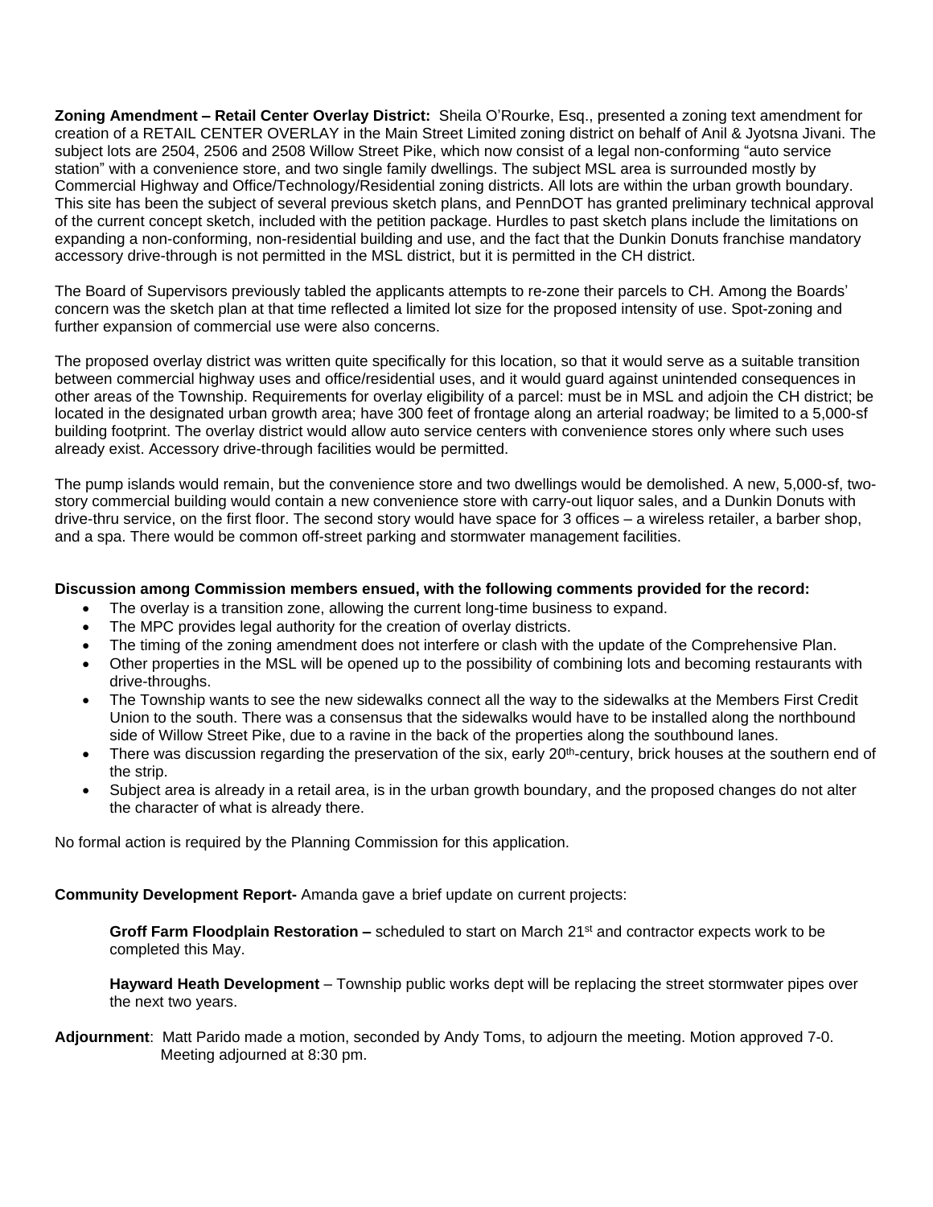**Zoning Amendment – Retail Center Overlay District:** Sheila O'Rourke, Esq., presented a zoning text amendment for creation of a RETAIL CENTER OVERLAY in the Main Street Limited zoning district on behalf of Anil & Jyotsna Jivani. The subject lots are 2504, 2506 and 2508 Willow Street Pike, which now consist of a legal non-conforming "auto service station" with a convenience store, and two single family dwellings. The subject MSL area is surrounded mostly by Commercial Highway and Office/Technology/Residential zoning districts. All lots are within the urban growth boundary. This site has been the subject of several previous sketch plans, and PennDOT has granted preliminary technical approval of the current concept sketch, included with the petition package. Hurdles to past sketch plans include the limitations on expanding a non-conforming, non-residential building and use, and the fact that the Dunkin Donuts franchise mandatory accessory drive-through is not permitted in the MSL district, but it is permitted in the CH district.

The Board of Supervisors previously tabled the applicants attempts to re-zone their parcels to CH. Among the Boards' concern was the sketch plan at that time reflected a limited lot size for the proposed intensity of use. Spot-zoning and further expansion of commercial use were also concerns.

The proposed overlay district was written quite specifically for this location, so that it would serve as a suitable transition between commercial highway uses and office/residential uses, and it would guard against unintended consequences in other areas of the Township. Requirements for overlay eligibility of a parcel: must be in MSL and adjoin the CH district; be located in the designated urban growth area; have 300 feet of frontage along an arterial roadway; be limited to a 5,000-sf building footprint. The overlay district would allow auto service centers with convenience stores only where such uses already exist. Accessory drive-through facilities would be permitted.

The pump islands would remain, but the convenience store and two dwellings would be demolished. A new, 5,000-sf, two-story commercial building would contain a new convenience store with carry-out liquor sales, and a Dunkin Donuts with drive-thru service, on the first floor. The second story would have space for 3 offices – a wireless retailer, a barber shop, and a spa. There would be common off-street parking and stormwater management facilities.

**Discussion among Commission members ensued, with the following comments provided for the record:**

- The overlay is a transition zone, allowing the current long-time business to expand.
- The MPC provides legal authority for the creation of overlay districts.
- The timing of the zoning amendment does not interfere or clash with the update of the Comprehensive Plan.
- Other properties in the MSL will be opened up to the possibility of combining lots and becoming restaurants with drive-throughs.
- The Township wants to see the new sidewalks connect all the way to the sidewalks at the Members First Credit Union to the south. There was a consensus that the sidewalks would have to be installed along the northbound side of Willow Street Pike, due to a ravine in the back of the properties along the southbound lanes.
- There was discussion regarding the preservation of the six, early 20th-century, brick houses at the southern end of the strip.
- Subject area is already in a retail area, is in the urban growth boundary, and the proposed changes do not alter the character of what is already there.

No formal action is required by the Planning Commission for this application.

**Community Development Report-** Amanda gave a brief update on current projects:

**Groff Farm Floodplain Restoration –** scheduled to start on March 21st and contractor expects work to be completed this May.

**Hayward Heath Development** – Township public works dept will be replacing the street stormwater pipes over the next two years.

**Adjournment**: Matt Parido made a motion, seconded by Andy Toms, to adjourn the meeting. Motion approved 7-0. Meeting adjourned at 8:30 pm.